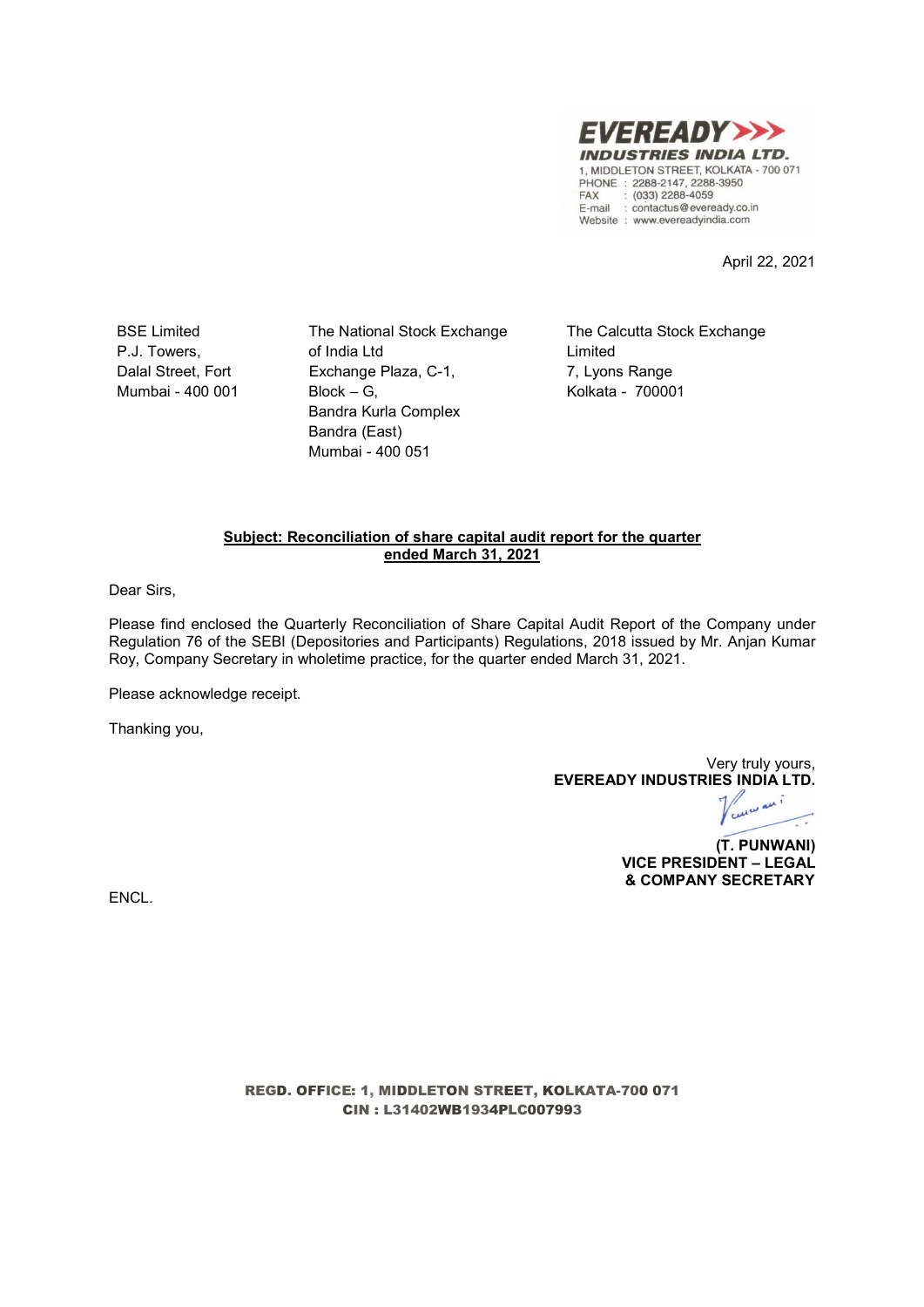**EVEREADY**
**INDUSTRIES INDIA LTD.**
1, MIDDLETON STREET, KOLKATA - 700 071
PHONE : 2288-2147, 2288-3950
FAX : (033) 2288-4059
E-mail : contactus@eveready.co.in
Website : www.evereadyindia.com

April 22, 2021

BSE Limited
P.J. Towers,
Dalal Street, Fort
Mumbai - 400 001

The National Stock Exchange of India Ltd
Exchange Plaza, C-1,
Block – G,
Bandra Kurla Complex
Bandra (East)
Mumbai - 400 051

The Calcutta Stock Exchange Limited
7, Lyons Range
Kolkata - 700001

**Subject: Reconciliation of share capital audit report for the quarter ended March 31, 2021**

Dear Sirs,

Please find enclosed the Quarterly Reconciliation of Share Capital Audit Report of the Company under Regulation 76 of the SEBI (Depositories and Participants) Regulations, 2018 issued by Mr. Anjan Kumar Roy, Company Secretary in wholetime practice, for the quarter ended March 31, 2021.

Please acknowledge receipt.

Thanking you,

Very truly yours,
**EVEREADY INDUSTRIES INDIA LTD.**

**(T. PUNWANI)**
**VICE PRESIDENT – LEGAL & COMPANY SECRETARY**

ENCL.

**REGD. OFFICE: 1, MIDDLETON STREET, KOLKATA-700 071**
**CIN : L31402WB1934PLC007993**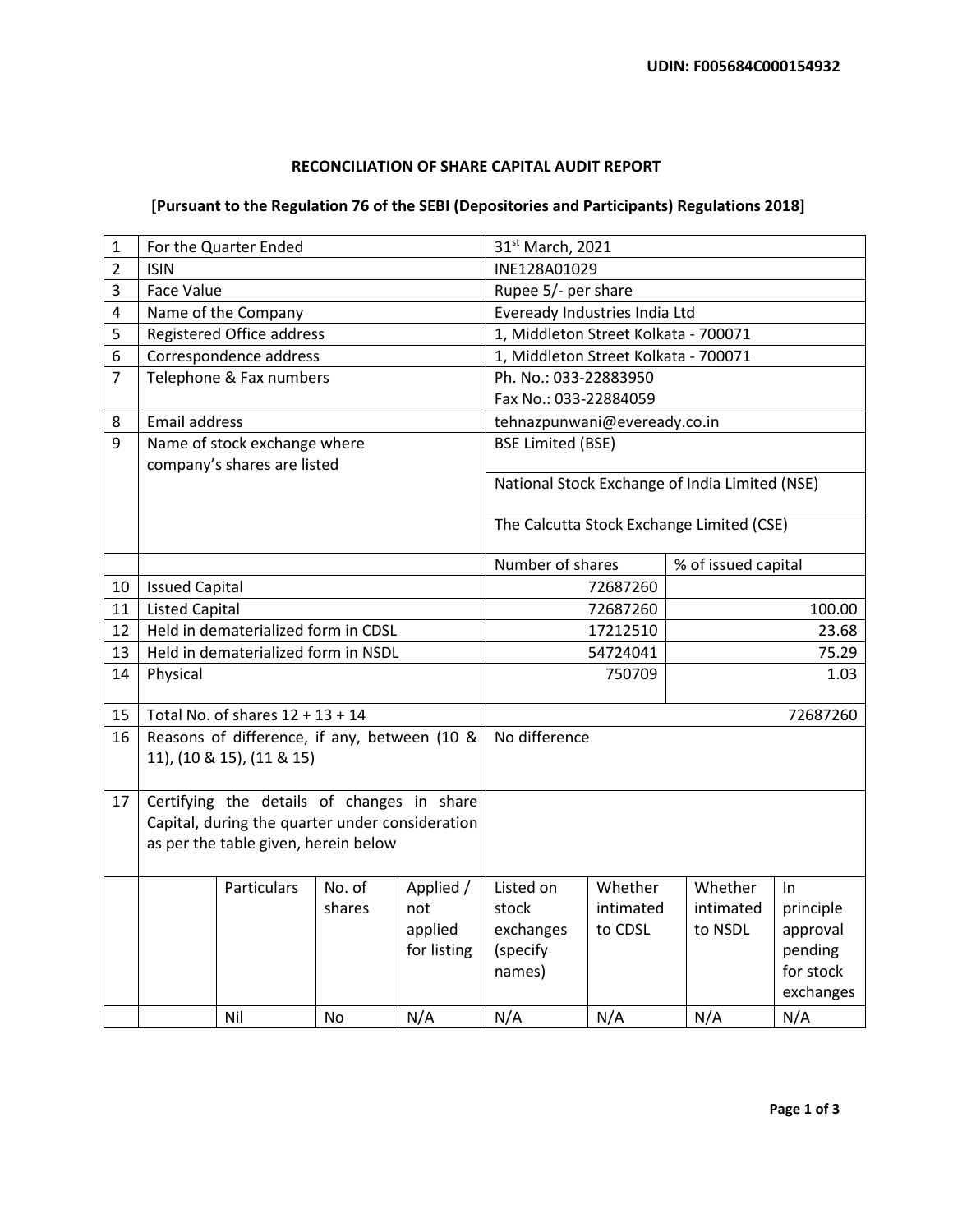UDIN: F005684C000154932

**RECONCILIATION OF SHARE CAPITAL AUDIT REPORT**

**[Pursuant to the Regulation 76 of the SEBI (Depositories and Participants) Regulations 2018]**

| | | | |
|---|---|---|---|
| 1 | For the Quarter Ended | 31st March, 2021 | |
| 2 | ISIN | INE128A01029 | |
| 3 | Face Value | Rupee 5/- per share | |
| 4 | Name of the Company | Eveready Industries India Ltd | |
| 5 | Registered Office address | 1, Middleton Street Kolkata - 700071 | |
| 6 | Correspondence address | 1, Middleton Street Kolkata - 700071 | |
| 7 | Telephone & Fax numbers | Ph. No.: 033-22883950<br>Fax No.: 033-22884059 | |
| 8 | Email address | tehnazpunwani@eveready.co.in | |
| 9 | Name of stock exchange where company's shares are listed | BSE Limited (BSE)<br>National Stock Exchange of India Limited (NSE)<br>The Calcutta Stock Exchange Limited (CSE) | |
| | | Number of shares | % of issued capital |
| 10 | Issued Capital | 72687260 | |
| 11 | Listed Capital | 72687260 | 100.00 |
| 12 | Held in dematerialized form in CDSL | 17212510 | 23.68 |
| 13 | Held in dematerialized form in NSDL | 54724041 | 75.29 |
| 14 | Physical | 750709 | 1.03 |
| 15 | Total No. of shares 12 + 13 + 14 | 72687260 | |
| 16 | Reasons of difference, if any, between (10 & 11), (10 & 15), (11 & 15) | No difference | |
| 17 | Certifying the details of changes in share Capital, during the quarter under consideration as per the table given, herein below | | |

| | | Particulars | No. of shares | Applied / not applied for listing | Listed on stock exchanges (specify names) | Whether intimated to CDSL | Whether intimated to NSDL | In principle approval pending for stock exchanges |
|---|---|---|---|---|---|---|---|---|
| | | Nil | No | N/A | N/A | N/A | N/A | N/A |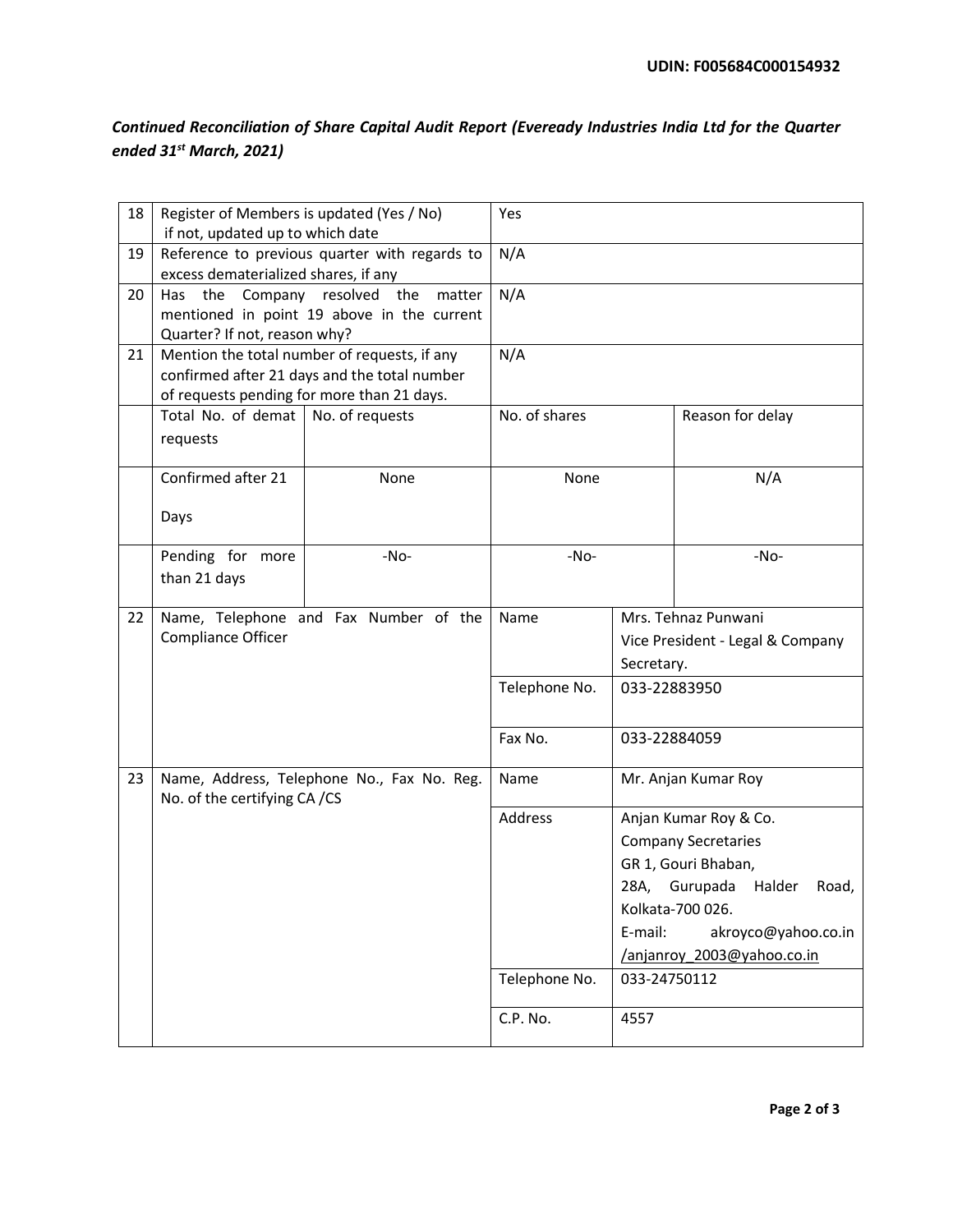UDIN: F005684C000154932

***Continued Reconciliation of Share Capital Audit Report (Eveready Industries India Ltd for the Quarter ended 31st March, 2021)***

| | | | | |
|---|---|---|---|---|
| 18 | Register of Members is updated (Yes / No) if not, updated up to which date | | Yes | |
| 19 | Reference to previous quarter with regards to excess dematerialized shares, if any | | N/A | |
| 20 | Has the Company resolved the matter mentioned in point 19 above in the current Quarter? If not, reason why? | | N/A | |
| 21 | Mention the total number of requests, if any confirmed after 21 days and the total number of requests pending for more than 21 days. | | N/A | |
| | Total No. of demat requests | No. of requests | No. of shares | Reason for delay |
| | Confirmed after 21 Days | None | None | N/A |
| | Pending for more than 21 days | -No- | -No- | -No- |
| 22 | Name, Telephone and Fax Number of the Compliance Officer | | Name | Mrs. Tehnaz Punwani Vice President - Legal & Company Secretary. |
| | | | Telephone No. | 033-22883950 |
| | | | Fax No. | 033-22884059 |
| 23 | Name, Address, Telephone No., Fax No. Reg. No. of the certifying CA /CS | | Name | Mr. Anjan Kumar Roy |
| | | | Address | Anjan Kumar Roy & Co. Company Secretaries GR 1, Gouri Bhaban, 28A, Gurupada Halder Road, Kolkata-700 026. E-mail: akroyco@yahoo.co.in /anjanroy_2003@yahoo.co.in |
| | | | Telephone No. | 033-24750112 |
| | | | C.P. No. | 4557 |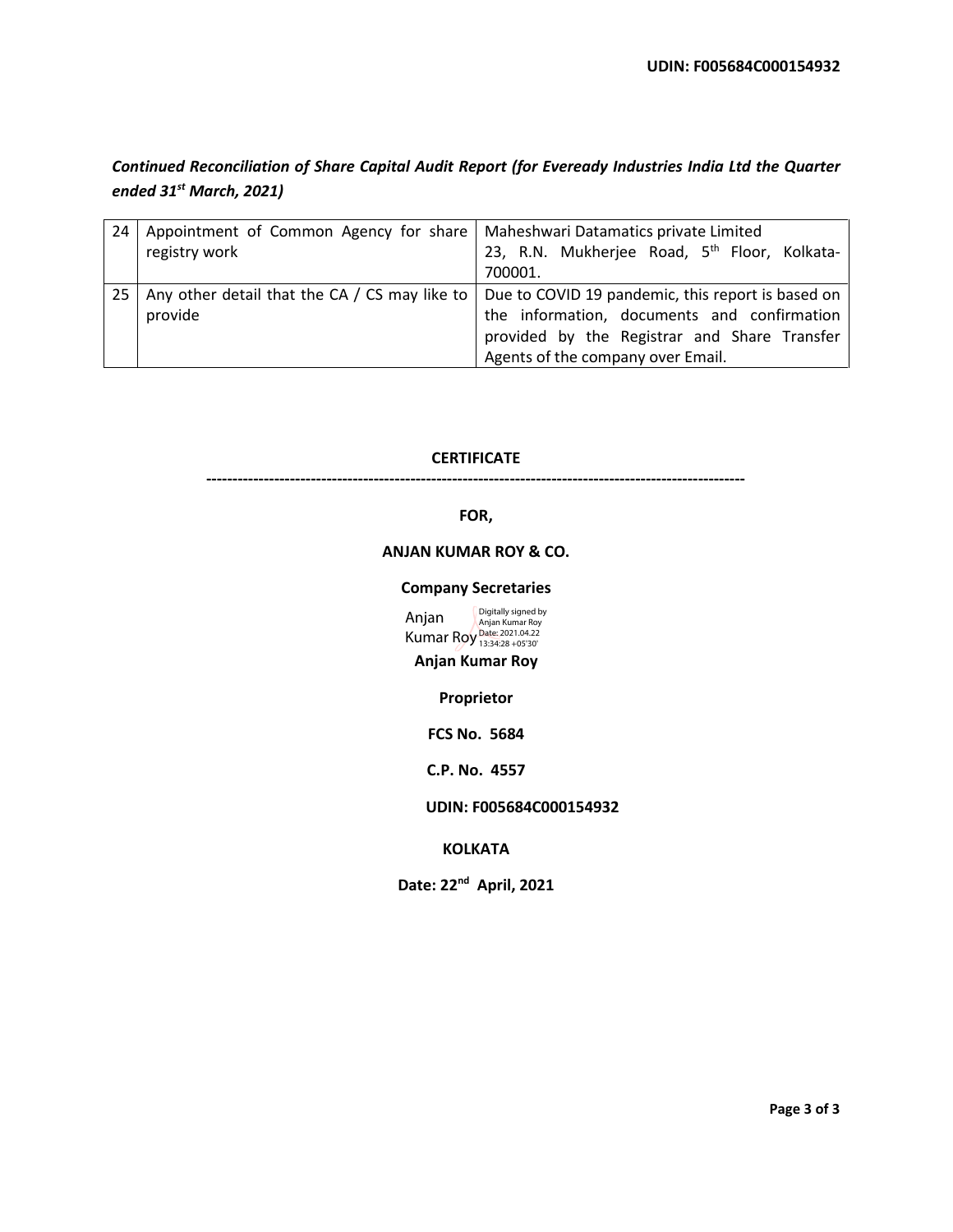*Continued Reconciliation of Share Capital Audit Report (for Eveready Industries India Ltd the Quarter ended 31st March, 2021)*

| | | |
|---|---|---|
| 24 | Appointment of Common Agency for share registry work | Maheshwari Datamatics private Limited 23, R.N. Mukherjee Road, 5th Floor, Kolkata-700001. |
| 25 | Any other detail that the CA / CS may like to provide | Due to COVID 19 pandemic, this report is based on the information, documents and confirmation provided by the Registrar and Share Transfer Agents of the company over Email. |

**CERTIFICATE**

**FOR,**

**ANJAN KUMAR ROY & CO.**

**Company Secretaries**

Anjan Kumar Roy Digitally signed by Anjan Kumar Roy Date: 2021.04.22 13:34:28 +05'30'

**Anjan Kumar Roy**

**Proprietor**

**FCS No. 5684**

**C.P. No. 4557**

**UDIN: F005684C000154932**

**KOLKATA**

**Date: 22nd April, 2021**